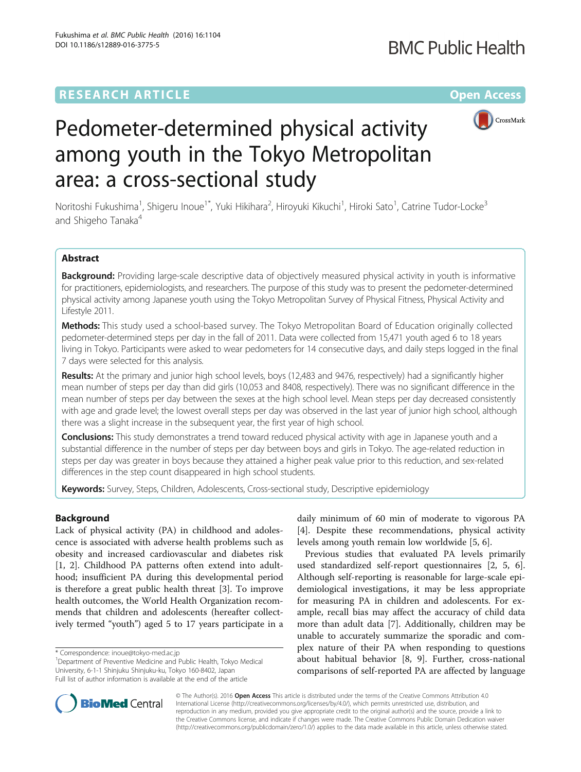RESEARCH ARTICLE

Open Access

# Pedometer-determined physical activity among youth in the Tokyo Metropolitan area: a cross-sectional study

Noritoshi Fukushima[1], Shigeru Inoue[1*], Yuki Hikihara[2], Hiroyuki Kikuchi[1], Hiroki Sato[1], Catrine Tudor-Locke[3] and Shigeho Tanaka[4]

## Abstract

**Background:** Providing large-scale descriptive data of objectively measured physical activity in youth is informative for practitioners, epidemiologists, and researchers. The purpose of this study was to present the pedometer-determined physical activity among Japanese youth using the Tokyo Metropolitan Survey of Physical Fitness, Physical Activity and Lifestyle 2011.

**Methods:** This study used a school-based survey. The Tokyo Metropolitan Board of Education originally collected pedometer-determined steps per day in the fall of 2011. Data were collected from 15,471 youth aged 6 to 18 years living in Tokyo. Participants were asked to wear pedometers for 14 consecutive days, and daily steps logged in the final 7 days were selected for this analysis.

**Results:** At the primary and junior high school levels, boys (12,483 and 9476, respectively) had a significantly higher mean number of steps per day than did girls (10,053 and 8408, respectively). There was no significant difference in the mean number of steps per day between the sexes at the high school level. Mean steps per day decreased consistently with age and grade level; the lowest overall steps per day was observed in the last year of junior high school, although there was a slight increase in the subsequent year, the first year of high school.

**Conclusions:** This study demonstrates a trend toward reduced physical activity with age in Japanese youth and a substantial difference in the number of steps per day between boys and girls in Tokyo. The age-related reduction in steps per day was greater in boys because they attained a higher peak value prior to this reduction, and sex-related differences in the step count disappeared in high school students.

**Keywords:** Survey, Steps, Children, Adolescents, Cross-sectional study, Descriptive epidemiology

## Background

Lack of physical activity (PA) in childhood and adolescence is associated with adverse health problems such as obesity and increased cardiovascular and diabetes risk [1, 2]. Childhood PA patterns often extend into adulthood; insufficient PA during this developmental period is therefore a great public health threat [3]. To improve health outcomes, the World Health Organization recommends that children and adolescents (hereafter collectively termed "youth") aged 5 to 17 years participate in a daily minimum of 60 min of moderate to vigorous PA [4]. Despite these recommendations, physical activity levels among youth remain low worldwide [5, 6].

Previous studies that evaluated PA levels primarily used standardized self-report questionnaires [2, 5, 6]. Although self-reporting is reasonable for large-scale epidemiological investigations, it may be less appropriate for measuring PA in children and adolescents. For example, recall bias may affect the accuracy of child data more than adult data [7]. Additionally, children may be unable to accurately summarize the sporadic and complex nature of their PA when responding to questions about habitual behavior [8, 9]. Further, cross-national comparisons of self-reported PA are affected by language

* Correspondence: inoue@tokyo-med.ac.jp
[1]Department of Preventive Medicine and Public Health, Tokyo Medical University, 6-1-1 Shinjuku Shinjuku-ku, Tokyo 160-8402, Japan
Full list of author information is available at the end of the article

© The Author(s). 2016 **Open Access** This article is distributed under the terms of the Creative Commons Attribution 4.0 International License (http://creativecommons.org/licenses/by/4.0/), which permits unrestricted use, distribution, and reproduction in any medium, provided you give appropriate credit to the original author(s) and the source, provide a link to the Creative Commons license, and indicate if changes were made. The Creative Commons Public Domain Dedication waiver (http://creativecommons.org/publicdomain/zero/1.0/) applies to the data made available in this article, unless otherwise stated.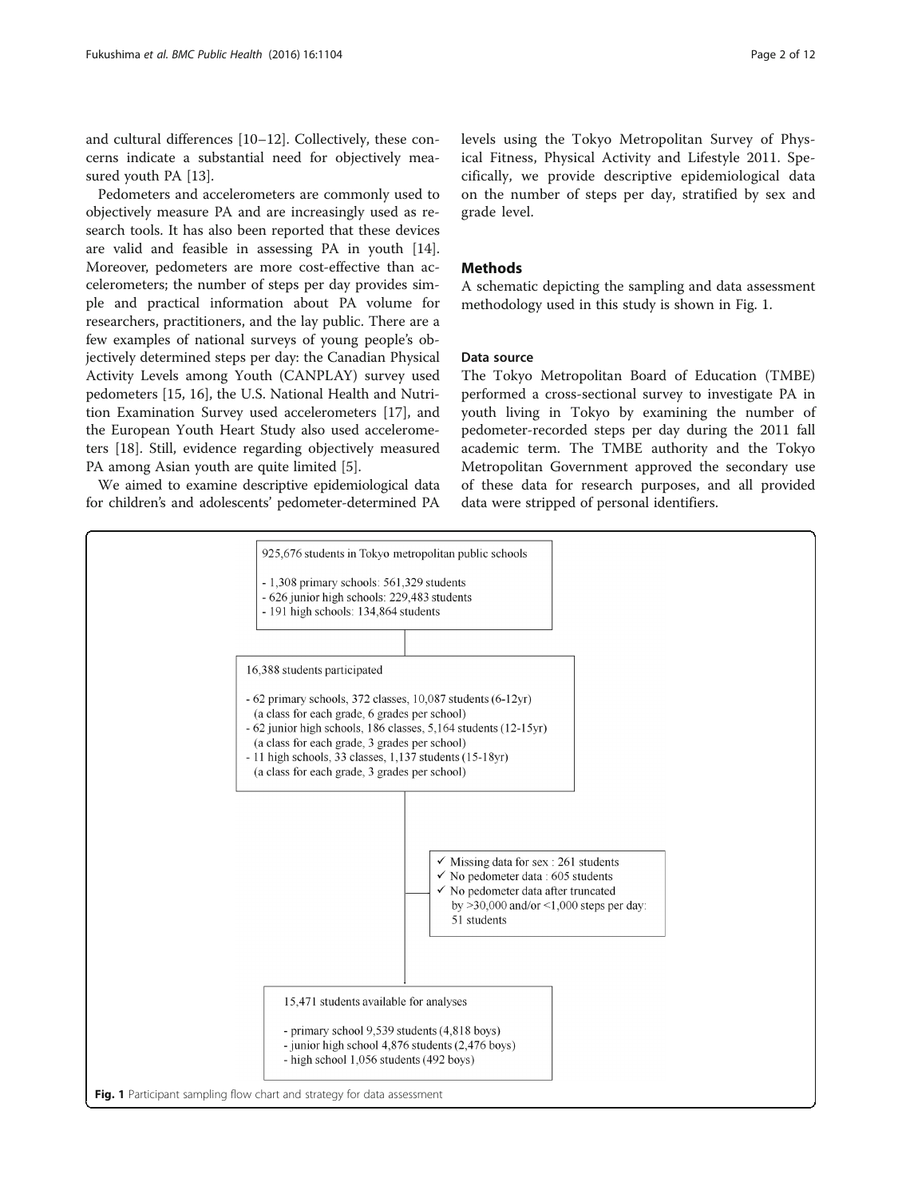and cultural differences [10–12]. Collectively, these concerns indicate a substantial need for objectively measured youth PA [13].

Pedometers and accelerometers are commonly used to objectively measure PA and are increasingly used as research tools. It has also been reported that these devices are valid and feasible in assessing PA in youth [14]. Moreover, pedometers are more cost-effective than accelerometers; the number of steps per day provides simple and practical information about PA volume for researchers, practitioners, and the lay public. There are a few examples of national surveys of young people's objectively determined steps per day: the Canadian Physical Activity Levels among Youth (CANPLAY) survey used pedometers [15, 16], the U.S. National Health and Nutrition Examination Survey used accelerometers [17], and the European Youth Heart Study also used accelerometers [18]. Still, evidence regarding objectively measured PA among Asian youth are quite limited [5].

We aimed to examine descriptive epidemiological data for children's and adolescents' pedometer-determined PA levels using the Tokyo Metropolitan Survey of Physical Fitness, Physical Activity and Lifestyle 2011. Specifically, we provide descriptive epidemiological data on the number of steps per day, stratified by sex and grade level.

## Methods

A schematic depicting the sampling and data assessment methodology used in this study is shown in Fig. 1.

### Data source

The Tokyo Metropolitan Board of Education (TMBE) performed a cross-sectional survey to investigate PA in youth living in Tokyo by examining the number of pedometer-recorded steps per day during the 2011 fall academic term. The TMBE authority and the Tokyo Metropolitan Government approved the secondary use of these data for research purposes, and all provided data were stripped of personal identifiers.

925,676 students in Tokyo metropolitan public schools

- 1,308 primary schools: 561,329 students
- 626 junior high schools: 229,483 students
- 191 high schools: 134,864 students

16,388 students participated

- 62 primary schools, 372 classes, 10,087 students (6-12yr) (a class for each grade, 6 grades per school)
- 62 junior high schools, 186 classes, 5,164 students (12-15yr) (a class for each grade, 3 grades per school)
- 11 high schools, 33 classes, 1,137 students (15-18yr) (a class for each grade, 3 grades per school)

✓ Missing data for sex : 261 students
✓ No pedometer data : 605 students
✓ No pedometer data after truncated by >30,000 and/or <1,000 steps per day: 51 students

15,471 students available for analyses

- primary school 9,539 students (4,818 boys)
- junior high school 4,876 students (2,476 boys)
- high school 1,056 students (492 boys)

**Fig. 1** Participant sampling flow chart and strategy for data assessment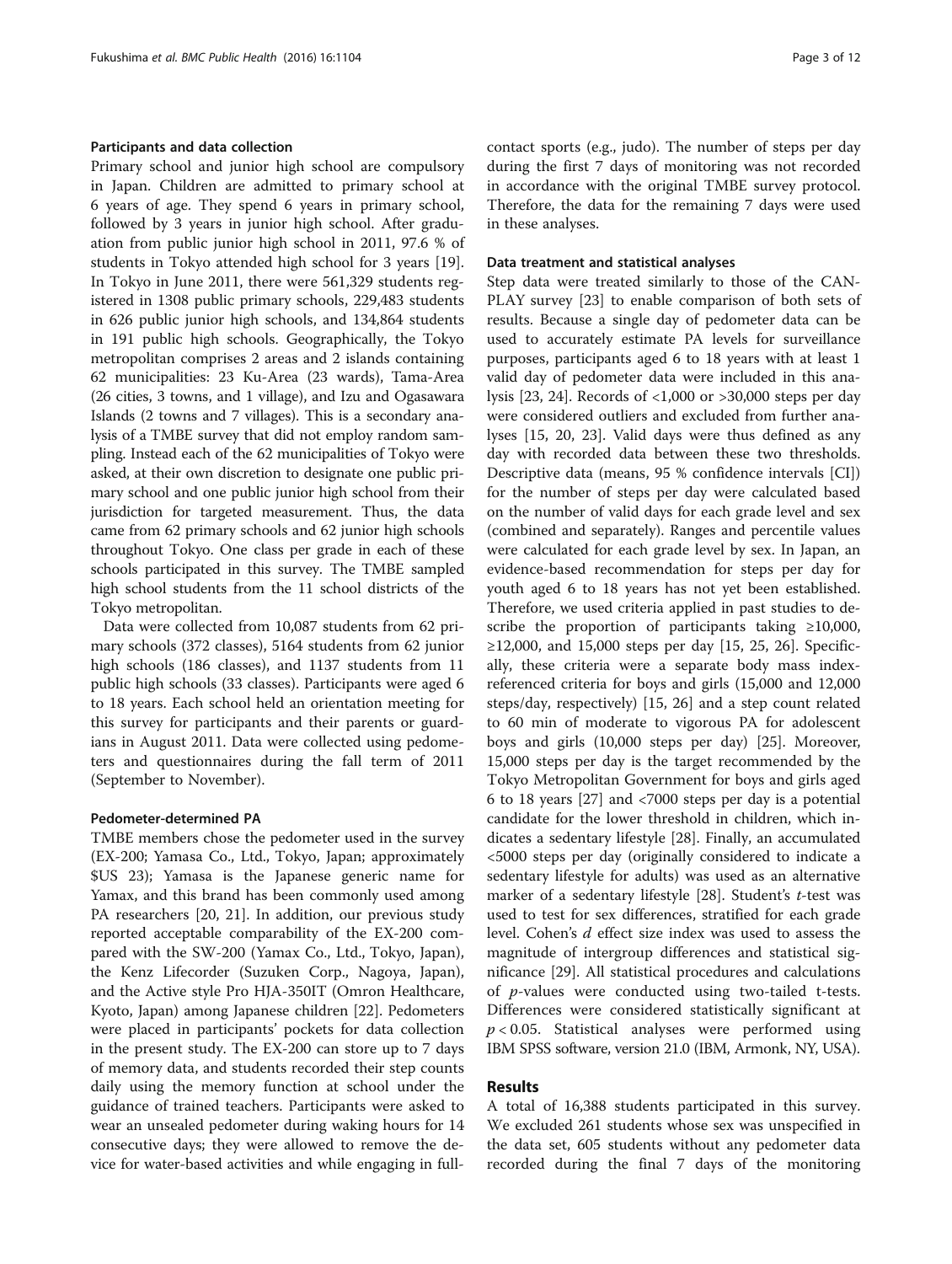### Participants and data collection

Primary school and junior high school are compulsory in Japan. Children are admitted to primary school at 6 years of age. They spend 6 years in primary school, followed by 3 years in junior high school. After graduation from public junior high school in 2011, 97.6 % of students in Tokyo attended high school for 3 years [19]. In Tokyo in June 2011, there were 561,329 students registered in 1308 public primary schools, 229,483 students in 626 public junior high schools, and 134,864 students in 191 public high schools. Geographically, the Tokyo metropolitan comprises 2 areas and 2 islands containing 62 municipalities: 23 Ku-Area (23 wards), Tama-Area (26 cities, 3 towns, and 1 village), and Izu and Ogasawara Islands (2 towns and 7 villages). This is a secondary analysis of a TMBE survey that did not employ random sampling. Instead each of the 62 municipalities of Tokyo were asked, at their own discretion to designate one public primary school and one public junior high school from their jurisdiction for targeted measurement. Thus, the data came from 62 primary schools and 62 junior high schools throughout Tokyo. One class per grade in each of these schools participated in this survey. The TMBE sampled high school students from the 11 school districts of the Tokyo metropolitan.

Data were collected from 10,087 students from 62 primary schools (372 classes), 5164 students from 62 junior high schools (186 classes), and 1137 students from 11 public high schools (33 classes). Participants were aged 6 to 18 years. Each school held an orientation meeting for this survey for participants and their parents or guardians in August 2011. Data were collected using pedometers and questionnaires during the fall term of 2011 (September to November).

### Pedometer-determined PA

TMBE members chose the pedometer used in the survey (EX-200; Yamasa Co., Ltd., Tokyo, Japan; approximately $US 23); Yamasa is the Japanese generic name for Yamax, and this brand has been commonly used among PA researchers [20, 21]. In addition, our previous study reported acceptable comparability of the EX-200 compared with the SW-200 (Yamax Co., Ltd., Tokyo, Japan), the Kenz Lifecorder (Suzuken Corp., Nagoya, Japan), and the Active style Pro HJA-350IT (Omron Healthcare, Kyoto, Japan) among Japanese children [22]. Pedometers were placed in participants' pockets for data collection in the present study. The EX-200 can store up to 7 days of memory data, and students recorded their step counts daily using the memory function at school under the guidance of trained teachers. Participants were asked to wear an unsealed pedometer during waking hours for 14 consecutive days; they were allowed to remove the device for water-based activities and while engaging in full-contact sports (e.g., judo). The number of steps per day during the first 7 days of monitoring was not recorded in accordance with the original TMBE survey protocol. Therefore, the data for the remaining 7 days were used in these analyses.

### Data treatment and statistical analyses

Step data were treated similarly to those of the CAN-PLAY survey [23] to enable comparison of both sets of results. Because a single day of pedometer data can be used to accurately estimate PA levels for surveillance purposes, participants aged 6 to 18 years with at least 1 valid day of pedometer data were included in this analysis [23, 24]. Records of <1,000 or >30,000 steps per day were considered outliers and excluded from further analyses [15, 20, 23]. Valid days were thus defined as any day with recorded data between these two thresholds. Descriptive data (means, 95 % confidence intervals [CI]) for the number of steps per day were calculated based on the number of valid days for each grade level and sex (combined and separately). Ranges and percentile values were calculated for each grade level by sex. In Japan, an evidence-based recommendation for steps per day for youth aged 6 to 18 years has not yet been established. Therefore, we used criteria applied in past studies to describe the proportion of participants taking ≥10,000, ≥12,000, and 15,000 steps per day [15, 25, 26]. Specifically, these criteria were a separate body mass index-referenced criteria for boys and girls (15,000 and 12,000 steps/day, respectively) [15, 26] and a step count related to 60 min of moderate to vigorous PA for adolescent boys and girls (10,000 steps per day) [25]. Moreover, 15,000 steps per day is the target recommended by the Tokyo Metropolitan Government for boys and girls aged 6 to 18 years [27] and <7000 steps per day is a potential candidate for the lower threshold in children, which indicates a sedentary lifestyle [28]. Finally, an accumulated <5000 steps per day (originally considered to indicate a sedentary lifestyle for adults) was used as an alternative marker of a sedentary lifestyle [28]. Student's *t*-test was used to test for sex differences, stratified for each grade level. Cohen's *d* effect size index was used to assess the magnitude of intergroup differences and statistical significance [29]. All statistical procedures and calculations of *p*-values were conducted using two-tailed t-tests. Differences were considered statistically significant at $p < 0.05$. Statistical analyses were performed using IBM SPSS software, version 21.0 (IBM, Armonk, NY, USA).

## Results

A total of 16,388 students participated in this survey. We excluded 261 students whose sex was unspecified in the data set, 605 students without any pedometer data recorded during the final 7 days of the monitoring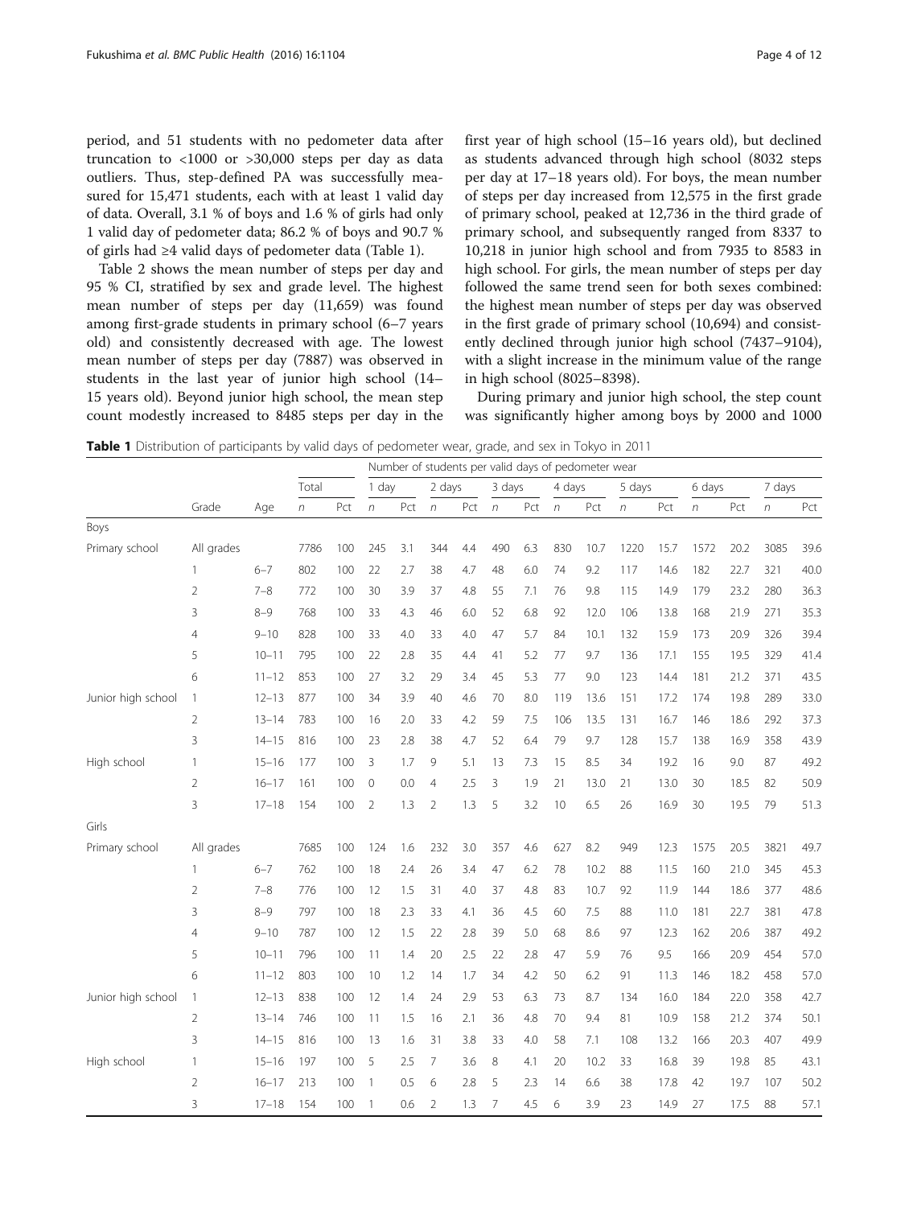period, and 51 students with no pedometer data after truncation to <1000 or >30,000 steps per day as data outliers. Thus, step-defined PA was successfully measured for 15,471 students, each with at least 1 valid day of data. Overall, 3.1 % of boys and 1.6 % of girls had only 1 valid day of pedometer data; 86.2 % of boys and 90.7 % of girls had ≥4 valid days of pedometer data (Table 1).

Table 2 shows the mean number of steps per day and 95 % CI, stratified by sex and grade level. The highest mean number of steps per day (11,659) was found among first-grade students in primary school (6–7 years old) and consistently decreased with age. The lowest mean number of steps per day (7887) was observed in students in the last year of junior high school (14–15 years old). Beyond junior high school, the mean step count modestly increased to 8485 steps per day in the first year of high school (15–16 years old), but declined as students advanced through high school (8032 steps per day at 17–18 years old). For boys, the mean number of steps per day increased from 12,575 in the first grade of primary school, peaked at 12,736 in the third grade of primary school, and subsequently ranged from 8337 to 10,218 in junior high school and from 7935 to 8583 in high school. For girls, the mean number of steps per day followed the same trend seen for both sexes combined: the highest mean number of steps per day was observed in the first grade of primary school (10,694) and consistently declined through junior high school (7437–9104), with a slight increase in the minimum value of the range in high school (8025–8398).

During primary and junior high school, the step count was significantly higher among boys by 2000 and 1000

**Table 1** Distribution of participants by valid days of pedometer wear, grade, and sex in Tokyo in 2011

| | | | Number of students per valid days of pedometer wear | | | | | | | | | | | | | | | |
|---|---|---|---|---|---|---|---|---|---|---|---|---|---|---|---|---|---|---|
| | | | Total | | 1 day | | 2 days | | 3 days | | 4 days | | 5 days | | 6 days | | 7 days | |
| | Grade | Age | *n* | Pct | *n* | Pct | *n* | Pct | *n* | Pct | *n* | Pct | *n* | Pct | *n* | Pct | *n* | Pct |
| Boys | | | | | | | | | | | | | | | | | | |
| Primary school | All grades | | 7786 | 100 | 245 | 3.1 | 344 | 4.4 | 490 | 6.3 | 830 | 10.7 | 1220 | 15.7 | 1572 | 20.2 | 3085 | 39.6 |
| | 1 | 6–7 | 802 | 100 | 22 | 2.7 | 38 | 4.7 | 48 | 6.0 | 74 | 9.2 | 117 | 14.6 | 182 | 22.7 | 321 | 40.0 |
| | 2 | 7–8 | 772 | 100 | 30 | 3.9 | 37 | 4.8 | 55 | 7.1 | 76 | 9.8 | 115 | 14.9 | 179 | 23.2 | 280 | 36.3 |
| | 3 | 8–9 | 768 | 100 | 33 | 4.3 | 46 | 6.0 | 52 | 6.8 | 92 | 12.0 | 106 | 13.8 | 168 | 21.9 | 271 | 35.3 |
| | 4 | 9–10 | 828 | 100 | 33 | 4.0 | 33 | 4.0 | 47 | 5.7 | 84 | 10.1 | 132 | 15.9 | 173 | 20.9 | 326 | 39.4 |
| | 5 | 10–11 | 795 | 100 | 22 | 2.8 | 35 | 4.4 | 41 | 5.2 | 77 | 9.7 | 136 | 17.1 | 155 | 19.5 | 329 | 41.4 |
| | 6 | 11–12 | 853 | 100 | 27 | 3.2 | 29 | 3.4 | 45 | 5.3 | 77 | 9.0 | 123 | 14.4 | 181 | 21.2 | 371 | 43.5 |
| Junior high school | 1 | 12–13 | 877 | 100 | 34 | 3.9 | 40 | 4.6 | 70 | 8.0 | 119 | 13.6 | 151 | 17.2 | 174 | 19.8 | 289 | 33.0 |
| | 2 | 13–14 | 783 | 100 | 16 | 2.0 | 33 | 4.2 | 59 | 7.5 | 106 | 13.5 | 131 | 16.7 | 146 | 18.6 | 292 | 37.3 |
| | 3 | 14–15 | 816 | 100 | 23 | 2.8 | 38 | 4.7 | 52 | 6.4 | 79 | 9.7 | 128 | 15.7 | 138 | 16.9 | 358 | 43.9 |
| High school | 1 | 15–16 | 177 | 100 | 3 | 1.7 | 9 | 5.1 | 13 | 7.3 | 15 | 8.5 | 34 | 19.2 | 16 | 9.0 | 87 | 49.2 |
| | 2 | 16–17 | 161 | 100 | 0 | 0.0 | 4 | 2.5 | 3 | 1.9 | 21 | 13.0 | 21 | 13.0 | 30 | 18.5 | 82 | 50.9 |
| | 3 | 17–18 | 154 | 100 | 2 | 1.3 | 2 | 1.3 | 5 | 3.2 | 10 | 6.5 | 26 | 16.9 | 30 | 19.5 | 79 | 51.3 |
| Girls | | | | | | | | | | | | | | | | | | |
| Primary school | All grades | | 7685 | 100 | 124 | 1.6 | 232 | 3.0 | 357 | 4.6 | 627 | 8.2 | 949 | 12.3 | 1575 | 20.5 | 3821 | 49.7 |
| | 1 | 6–7 | 762 | 100 | 18 | 2.4 | 26 | 3.4 | 47 | 6.2 | 78 | 10.2 | 88 | 11.5 | 160 | 21.0 | 345 | 45.3 |
| | 2 | 7–8 | 776 | 100 | 12 | 1.5 | 31 | 4.0 | 37 | 4.8 | 83 | 10.7 | 92 | 11.9 | 144 | 18.6 | 377 | 48.6 |
| | 3 | 8–9 | 797 | 100 | 18 | 2.3 | 33 | 4.1 | 36 | 4.5 | 60 | 7.5 | 88 | 11.0 | 181 | 22.7 | 381 | 47.8 |
| | 4 | 9–10 | 787 | 100 | 12 | 1.5 | 22 | 2.8 | 39 | 5.0 | 68 | 8.6 | 97 | 12.3 | 162 | 20.6 | 387 | 49.2 |
| | 5 | 10–11 | 796 | 100 | 11 | 1.4 | 20 | 2.5 | 22 | 2.8 | 47 | 5.9 | 76 | 9.5 | 166 | 20.9 | 454 | 57.0 |
| | 6 | 11–12 | 803 | 100 | 10 | 1.2 | 14 | 1.7 | 34 | 4.2 | 50 | 6.2 | 91 | 11.3 | 146 | 18.2 | 458 | 57.0 |
| Junior high school | 1 | 12–13 | 838 | 100 | 12 | 1.4 | 24 | 2.9 | 53 | 6.3 | 73 | 8.7 | 134 | 16.0 | 184 | 22.0 | 358 | 42.7 |
| | 2 | 13–14 | 746 | 100 | 11 | 1.5 | 16 | 2.1 | 36 | 4.8 | 70 | 9.4 | 81 | 10.9 | 158 | 21.2 | 374 | 50.1 |
| | 3 | 14–15 | 816 | 100 | 13 | 1.6 | 31 | 3.8 | 33 | 4.0 | 58 | 7.1 | 108 | 13.2 | 166 | 20.3 | 407 | 49.9 |
| High school | 1 | 15–16 | 197 | 100 | 5 | 2.5 | 7 | 3.6 | 8 | 4.1 | 20 | 10.2 | 33 | 16.8 | 39 | 19.8 | 85 | 43.1 |
| | 2 | 16–17 | 213 | 100 | 1 | 0.5 | 6 | 2.8 | 5 | 2.3 | 14 | 6.6 | 38 | 17.8 | 42 | 19.7 | 107 | 50.2 |
| | 3 | 17–18 | 154 | 100 | 1 | 0.6 | 2 | 1.3 | 7 | 4.5 | 6 | 3.9 | 23 | 14.9 | 27 | 17.5 | 88 | 57.1 |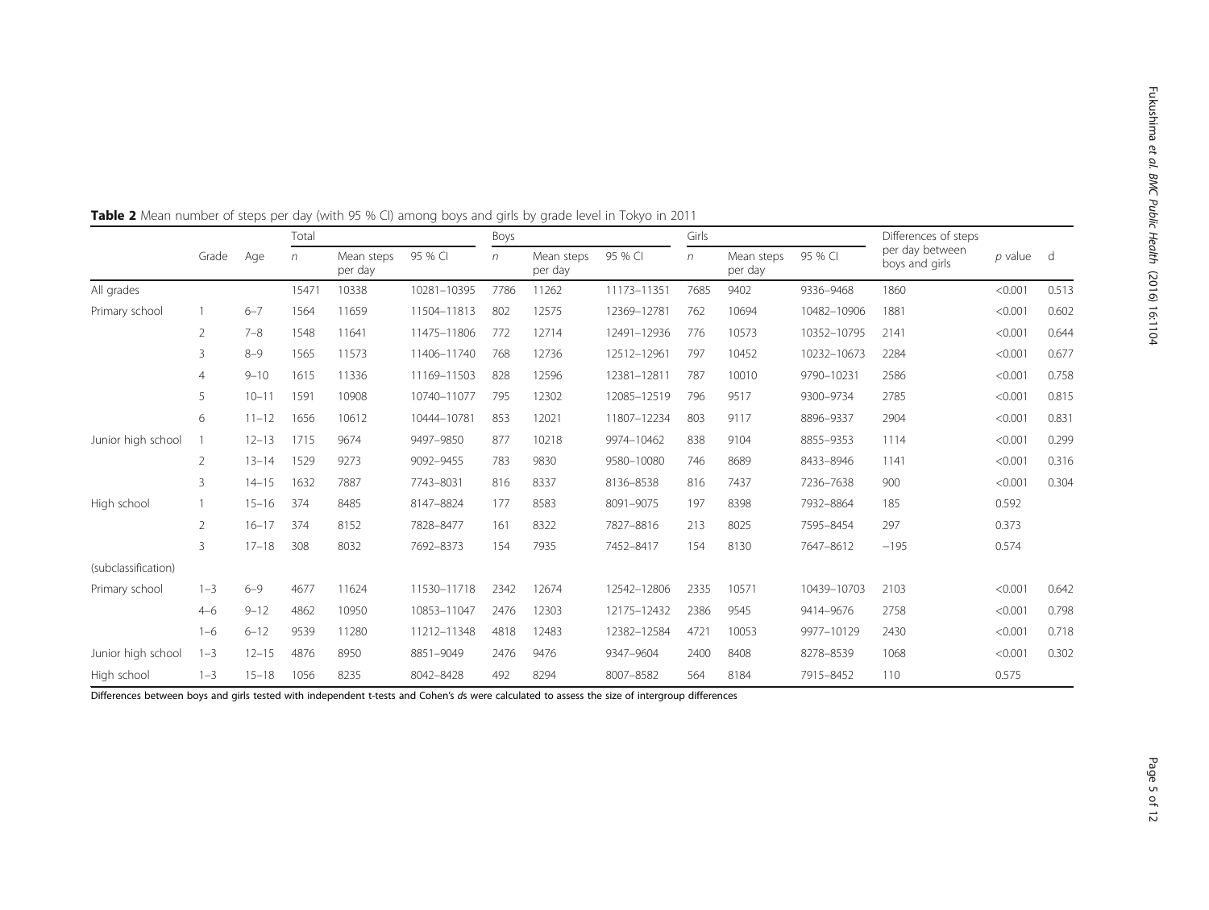**Table 2** Mean number of steps per day (with 95 % CI) among boys and girls by grade level in Tokyo in 2011

| | Grade | Age | Total | | | Boys | | | Girls | | | Differences of steps per day between boys and girls | *p* value | d |
|---|---|---|---|---|---|---|---|---|---|---|---|---|---|---|
| | | | *n* | Mean steps per day | 95 % CI | *n* | Mean steps per day | 95 % CI | *n* | Mean steps per day | 95 % CI | | | |
| All grades | | | 15471 | 10338 | 10281–10395 | 7786 | 11262 | 11173–11351 | 7685 | 9402 | 9336–9468 | 1860 | <0.001 | 0.513 |
| Primary school | 1 | 6–7 | 1564 | 11659 | 11504–11813 | 802 | 12575 | 12369–12781 | 762 | 10694 | 10482–10906 | 1881 | <0.001 | 0.602 |
| | 2 | 7–8 | 1548 | 11641 | 11475–11806 | 772 | 12714 | 12491–12936 | 776 | 10573 | 10352–10795 | 2141 | <0.001 | 0.644 |
| | 3 | 8–9 | 1565 | 11573 | 11406–11740 | 768 | 12736 | 12512–12961 | 797 | 10452 | 10232–10673 | 2284 | <0.001 | 0.677 |
| | 4 | 9–10 | 1615 | 11336 | 11169–11503 | 828 | 12596 | 12381–12811 | 787 | 10010 | 9790–10231 | 2586 | <0.001 | 0.758 |
| | 5 | 10–11 | 1591 | 10908 | 10740–11077 | 795 | 12302 | 12085–12519 | 796 | 9517 | 9300–9734 | 2785 | <0.001 | 0.815 |
| | 6 | 11–12 | 1656 | 10612 | 10444–10781 | 853 | 12021 | 11807–12234 | 803 | 9117 | 8896–9337 | 2904 | <0.001 | 0.831 |
| Junior high school | 1 | 12–13 | 1715 | 9674 | 9497–9850 | 877 | 10218 | 9974–10462 | 838 | 9104 | 8855–9353 | 1114 | <0.001 | 0.299 |
| | 2 | 13–14 | 1529 | 9273 | 9092–9455 | 783 | 9830 | 9580–10080 | 746 | 8689 | 8433–8946 | 1141 | <0.001 | 0.316 |
| | 3 | 14–15 | 1632 | 7887 | 7743–8031 | 816 | 8337 | 8136–8538 | 816 | 7437 | 7236–7638 | 900 | <0.001 | 0.304 |
| High school | 1 | 15–16 | 374 | 8485 | 8147–8824 | 177 | 8583 | 8091–9075 | 197 | 8398 | 7932–8864 | 185 | 0.592 | |
| | 2 | 16–17 | 374 | 8152 | 7828–8477 | 161 | 8322 | 7827–8816 | 213 | 8025 | 7595–8454 | 297 | 0.373 | |
| | 3 | 17–18 | 308 | 8032 | 7692–8373 | 154 | 7935 | 7452–8417 | 154 | 8130 | 7647–8612 | −195 | 0.574 | |
| (subclassification) | | | | | | | | | | | | | | |
| Primary school | 1–3 | 6–9 | 4677 | 11624 | 11530–11718 | 2342 | 12674 | 12542–12806 | 2335 | 10571 | 10439–10703 | 2103 | <0.001 | 0.642 |
| | 4–6 | 9–12 | 4862 | 10950 | 10853–11047 | 2476 | 12303 | 12175–12432 | 2386 | 9545 | 9414–9676 | 2758 | <0.001 | 0.798 |
| | 1–6 | 6–12 | 9539 | 11280 | 11212–11348 | 4818 | 12483 | 12382–12584 | 4721 | 10053 | 9977–10129 | 2430 | <0.001 | 0.718 |
| Junior high school | 1–3 | 12–15 | 4876 | 8950 | 8851–9049 | 2476 | 9476 | 9347–9604 | 2400 | 8408 | 8278–8539 | 1068 | <0.001 | 0.302 |
| High school | 1–3 | 15–18 | 1056 | 8235 | 8042–8428 | 492 | 8294 | 8007–8582 | 564 | 8184 | 7915–8452 | 110 | 0.575 | |

Differences between boys and girls tested with independent t-tests and Cohen's *ds* were calculated to assess the size of intergroup differences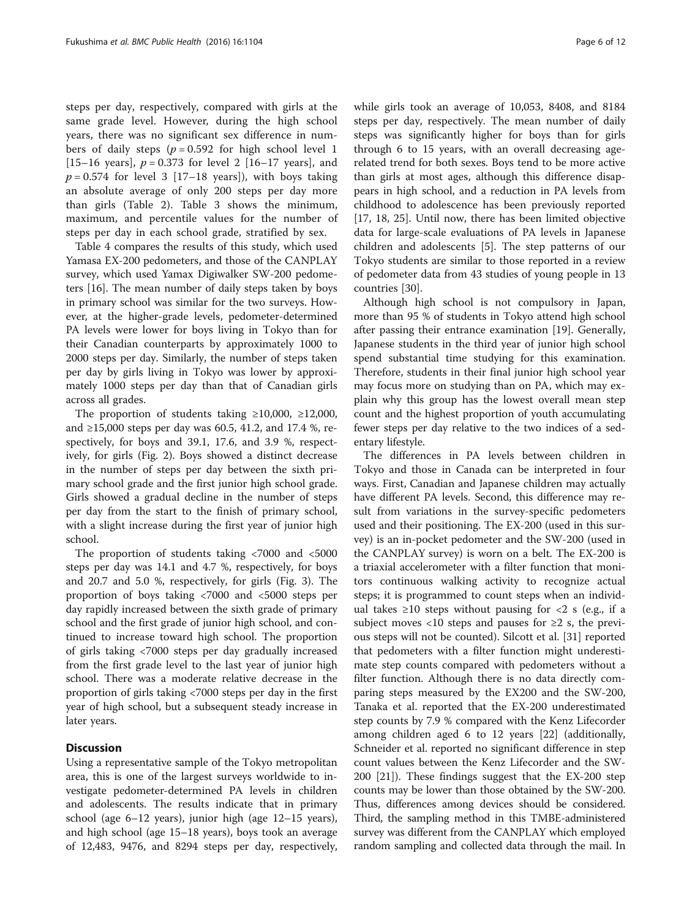steps per day, respectively, compared with girls at the same grade level. However, during the high school years, there was no significant sex difference in numbers of daily steps ($p = 0.592$ for high school level 1 [15–16 years], $p = 0.373$ for level 2 [16–17 years], and $p = 0.574$ for level 3 [17–18 years]), with boys taking an absolute average of only 200 steps per day more than girls (Table 2). Table 3 shows the minimum, maximum, and percentile values for the number of steps per day in each school grade, stratified by sex.

Table 4 compares the results of this study, which used Yamasa EX-200 pedometers, and those of the CANPLAY survey, which used Yamax Digiwalker SW-200 pedometers [16]. The mean number of daily steps taken by boys in primary school was similar for the two surveys. However, at the higher-grade levels, pedometer-determined PA levels were lower for boys living in Tokyo than for their Canadian counterparts by approximately 1000 to 2000 steps per day. Similarly, the number of steps taken per day by girls living in Tokyo was lower by approximately 1000 steps per day than that of Canadian girls across all grades.

The proportion of students taking ≥10,000, ≥12,000, and ≥15,000 steps per day was 60.5, 41.2, and 17.4 %, respectively, for boys and 39.1, 17.6, and 3.9 %, respectively, for girls (Fig. 2). Boys showed a distinct decrease in the number of steps per day between the sixth primary school grade and the first junior high school grade. Girls showed a gradual decline in the number of steps per day from the start to the finish of primary school, with a slight increase during the first year of junior high school.

The proportion of students taking <7000 and <5000 steps per day was 14.1 and 4.7 %, respectively, for boys and 20.7 and 5.0 %, respectively, for girls (Fig. 3). The proportion of boys taking <7000 and <5000 steps per day rapidly increased between the sixth grade of primary school and the first grade of junior high school, and continued to increase toward high school. The proportion of girls taking <7000 steps per day gradually increased from the first grade level to the last year of junior high school. There was a moderate relative decrease in the proportion of girls taking <7000 steps per day in the first year of high school, but a subsequent steady increase in later years.

## Discussion

Using a representative sample of the Tokyo metropolitan area, this is one of the largest surveys worldwide to investigate pedometer-determined PA levels in children and adolescents. The results indicate that in primary school (age 6–12 years), junior high (age 12–15 years), and high school (age 15–18 years), boys took an average of 12,483, 9476, and 8294 steps per day, respectively, while girls took an average of 10,053, 8408, and 8184 steps per day, respectively. The mean number of daily steps was significantly higher for boys than for girls through 6 to 15 years, with an overall decreasing age-related trend for both sexes. Boys tend to be more active than girls at most ages, although this difference disappears in high school, and a reduction in PA levels from childhood to adolescence has been previously reported [17, 18, 25]. Until now, there has been limited objective data for large-scale evaluations of PA levels in Japanese children and adolescents [5]. The step patterns of our Tokyo students are similar to those reported in a review of pedometer data from 43 studies of young people in 13 countries [30].

Although high school is not compulsory in Japan, more than 95 % of students in Tokyo attend high school after passing their entrance examination [19]. Generally, Japanese students in the third year of junior high school spend substantial time studying for this examination. Therefore, students in their final junior high school year may focus more on studying than on PA, which may explain why this group has the lowest overall mean step count and the highest proportion of youth accumulating fewer steps per day relative to the two indices of a sedentary lifestyle.

The differences in PA levels between children in Tokyo and those in Canada can be interpreted in four ways. First, Canadian and Japanese children may actually have different PA levels. Second, this difference may result from variations in the survey-specific pedometers used and their positioning. The EX-200 (used in this survey) is an in-pocket pedometer and the SW-200 (used in the CANPLAY survey) is worn on a belt. The EX-200 is a triaxial accelerometer with a filter function that monitors continuous walking activity to recognize actual steps; it is programmed to count steps when an individual takes ≥10 steps without pausing for <2 s (e.g., if a subject moves <10 steps and pauses for ≥2 s, the previous steps will not be counted). Silcott et al. [31] reported that pedometers with a filter function might underestimate step counts compared with pedometers without a filter function. Although there is no data directly comparing steps measured by the EX200 and the SW-200, Tanaka et al. reported that the EX-200 underestimated step counts by 7.9 % compared with the Kenz Lifecorder among children aged 6 to 12 years [22] (additionally, Schneider et al. reported no significant difference in step count values between the Kenz Lifecorder and the SW-200 [21]). These findings suggest that the EX-200 step counts may be lower than those obtained by the SW-200. Thus, differences among devices should be considered. Third, the sampling method in this TMBE-administered survey was different from the CANPLAY which employed random sampling and collected data through the mail. In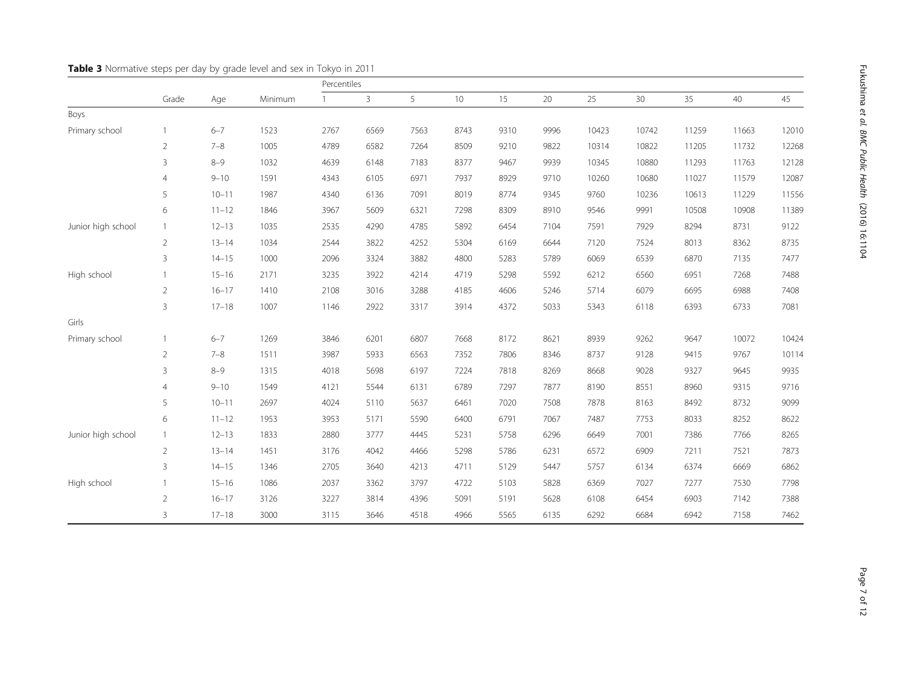**Table 3** Normative steps per day by grade level and sex in Tokyo in 2011

| | Grade | Age | Minimum | Percentiles | | | | | | | | | | |
|---|---|---|---|---|---|---|---|---|---|---|---|---|---|---|
| | | | | 1 | 3 | 5 | 10 | 15 | 20 | 25 | 30 | 35 | 40 | 45 |
| Boys | | | | | | | | | | | | | | |
| Primary school | 1 | 6–7 | 1523 | 2767 | 6569 | 7563 | 8743 | 9310 | 9996 | 10423 | 10742 | 11259 | 11663 | 12010 |
| | 2 | 7–8 | 1005 | 4789 | 6582 | 7264 | 8509 | 9210 | 9822 | 10314 | 10822 | 11205 | 11732 | 12268 |
| | 3 | 8–9 | 1032 | 4639 | 6148 | 7183 | 8377 | 9467 | 9939 | 10345 | 10880 | 11293 | 11763 | 12128 |
| | 4 | 9–10 | 1591 | 4343 | 6105 | 6971 | 7937 | 8929 | 9710 | 10260 | 10680 | 11027 | 11579 | 12087 |
| | 5 | 10–11 | 1987 | 4340 | 6136 | 7091 | 8019 | 8774 | 9345 | 9760 | 10236 | 10613 | 11229 | 11556 |
| | 6 | 11–12 | 1846 | 3967 | 5609 | 6321 | 7298 | 8309 | 8910 | 9546 | 9991 | 10508 | 10908 | 11389 |
| Junior high school | 1 | 12–13 | 1035 | 2535 | 4290 | 4785 | 5892 | 6454 | 7104 | 7591 | 7929 | 8294 | 8731 | 9122 |
| | 2 | 13–14 | 1034 | 2544 | 3822 | 4252 | 5304 | 6169 | 6644 | 7120 | 7524 | 8013 | 8362 | 8735 |
| | 3 | 14–15 | 1000 | 2096 | 3324 | 3882 | 4800 | 5283 | 5789 | 6069 | 6539 | 6870 | 7135 | 7477 |
| High school | 1 | 15–16 | 2171 | 3235 | 3922 | 4214 | 4719 | 5298 | 5592 | 6212 | 6560 | 6951 | 7268 | 7488 |
| | 2 | 16–17 | 1410 | 2108 | 3016 | 3288 | 4185 | 4606 | 5246 | 5714 | 6079 | 6695 | 6988 | 7408 |
| | 3 | 17–18 | 1007 | 1146 | 2922 | 3317 | 3914 | 4372 | 5033 | 5343 | 6118 | 6393 | 6733 | 7081 |
| Girls | | | | | | | | | | | | | | |
| Primary school | 1 | 6–7 | 1269 | 3846 | 6201 | 6807 | 7668 | 8172 | 8621 | 8939 | 9262 | 9647 | 10072 | 10424 |
| | 2 | 7–8 | 1511 | 3987 | 5933 | 6563 | 7352 | 7806 | 8346 | 8737 | 9128 | 9415 | 9767 | 10114 |
| | 3 | 8–9 | 1315 | 4018 | 5698 | 6197 | 7224 | 7818 | 8269 | 8668 | 9028 | 9327 | 9645 | 9935 |
| | 4 | 9–10 | 1549 | 4121 | 5544 | 6131 | 6789 | 7297 | 7877 | 8190 | 8551 | 8960 | 9315 | 9716 |
| | 5 | 10–11 | 2697 | 4024 | 5110 | 5637 | 6461 | 7020 | 7508 | 7878 | 8163 | 8492 | 8732 | 9099 |
| | 6 | 11–12 | 1953 | 3953 | 5171 | 5590 | 6400 | 6791 | 7067 | 7487 | 7753 | 8033 | 8252 | 8622 |
| Junior high school | 1 | 12–13 | 1833 | 2880 | 3777 | 4445 | 5231 | 5758 | 6296 | 6649 | 7001 | 7386 | 7766 | 8265 |
| | 2 | 13–14 | 1451 | 3176 | 4042 | 4466 | 5298 | 5786 | 6231 | 6572 | 6909 | 7211 | 7521 | 7873 |
| | 3 | 14–15 | 1346 | 2705 | 3640 | 4213 | 4711 | 5129 | 5447 | 5757 | 6134 | 6374 | 6669 | 6862 |
| High school | 1 | 15–16 | 1086 | 2037 | 3362 | 3797 | 4722 | 5103 | 5828 | 6369 | 7027 | 7277 | 7530 | 7798 |
| | 2 | 16–17 | 3126 | 3227 | 3814 | 4396 | 5091 | 5191 | 5628 | 6108 | 6454 | 6903 | 7142 | 7388 |
| | 3 | 17–18 | 3000 | 3115 | 3646 | 4518 | 4966 | 5565 | 6135 | 6292 | 6684 | 6942 | 7158 | 7462 |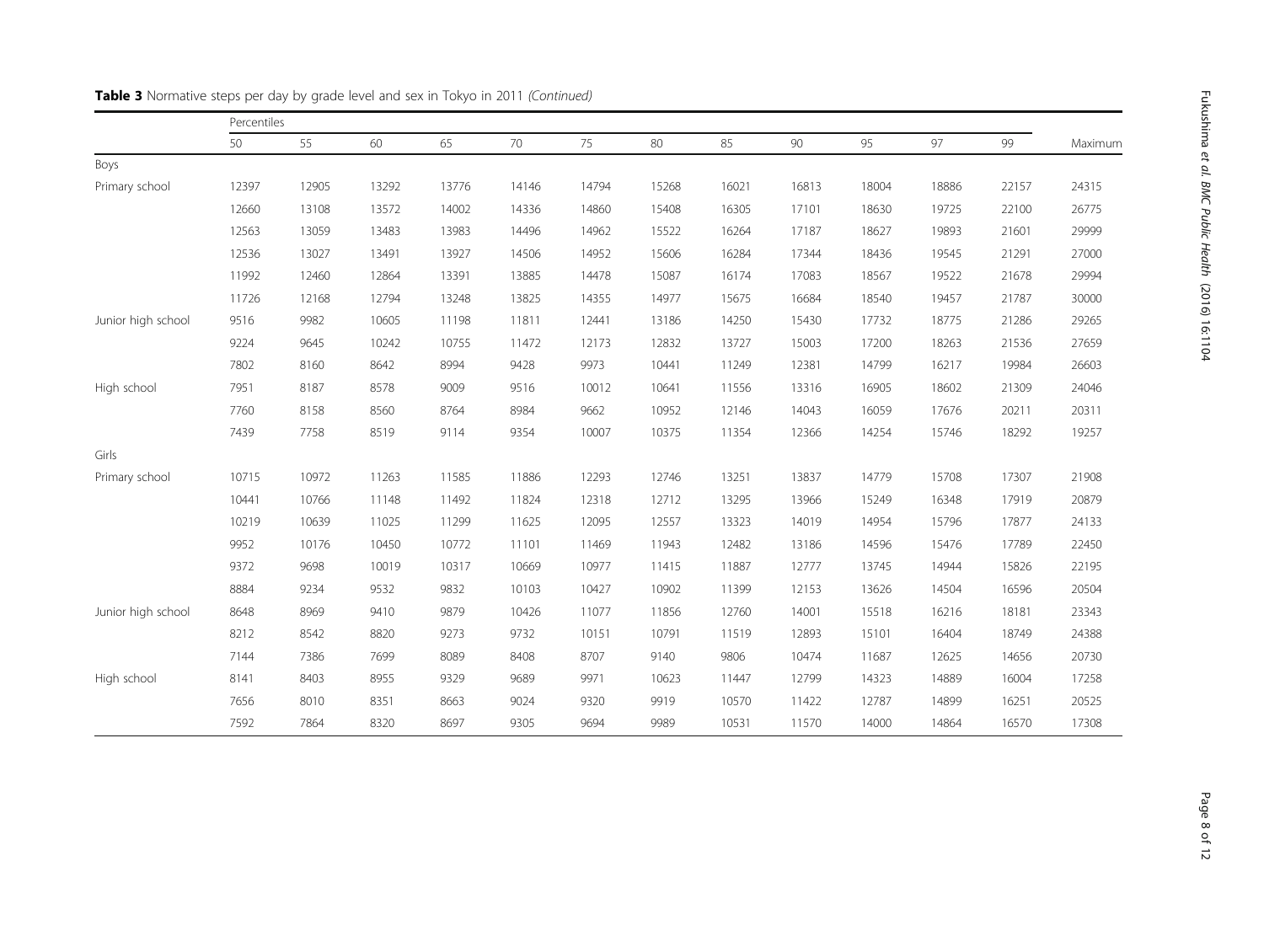**Table 3** Normative steps per day by grade level and sex in Tokyo in 2011 *(Continued)*

| | Percentiles | | | | | | | | | | | | |
|---|---|---|---|---|---|---|---|---|---|---|---|---|---|
| | 50 | 55 | 60 | 65 | 70 | 75 | 80 | 85 | 90 | 95 | 97 | 99 | Maximum |
| Boys | | | | | | | | | | | | | |
| Primary school | 12397 | 12905 | 13292 | 13776 | 14146 | 14794 | 15268 | 16021 | 16813 | 18004 | 18886 | 22157 | 24315 |
| | 12660 | 13108 | 13572 | 14002 | 14336 | 14860 | 15408 | 16305 | 17101 | 18630 | 19725 | 22100 | 26775 |
| | 12563 | 13059 | 13483 | 13983 | 14496 | 14962 | 15522 | 16264 | 17187 | 18627 | 19893 | 21601 | 29999 |
| | 12536 | 13027 | 13491 | 13927 | 14506 | 14952 | 15606 | 16284 | 17344 | 18436 | 19545 | 21291 | 27000 |
| | 11992 | 12460 | 12864 | 13391 | 13885 | 14478 | 15087 | 16174 | 17083 | 18567 | 19522 | 21678 | 29994 |
| | 11726 | 12168 | 12794 | 13248 | 13825 | 14355 | 14977 | 15675 | 16684 | 18540 | 19457 | 21787 | 30000 |
| Junior high school | 9516 | 9982 | 10605 | 11198 | 11811 | 12441 | 13186 | 14250 | 15430 | 17732 | 18775 | 21286 | 29265 |
| | 9224 | 9645 | 10242 | 10755 | 11472 | 12173 | 12832 | 13727 | 15003 | 17200 | 18263 | 21536 | 27659 |
| | 7802 | 8160 | 8642 | 8994 | 9428 | 9973 | 10441 | 11249 | 12381 | 14799 | 16217 | 19984 | 26603 |
| High school | 7951 | 8187 | 8578 | 9009 | 9516 | 10012 | 10641 | 11556 | 13316 | 16905 | 18602 | 21309 | 24046 |
| | 7760 | 8158 | 8560 | 8764 | 8984 | 9662 | 10952 | 12146 | 14043 | 16059 | 17676 | 20211 | 20311 |
| | 7439 | 7758 | 8519 | 9114 | 9354 | 10007 | 10375 | 11354 | 12366 | 14254 | 15746 | 18292 | 19257 |
| Girls | | | | | | | | | | | | | |
| Primary school | 10715 | 10972 | 11263 | 11585 | 11886 | 12293 | 12746 | 13251 | 13837 | 14779 | 15708 | 17307 | 21908 |
| | 10441 | 10766 | 11148 | 11492 | 11824 | 12318 | 12712 | 13295 | 13966 | 15249 | 16348 | 17919 | 20879 |
| | 10219 | 10639 | 11025 | 11299 | 11625 | 12095 | 12557 | 13323 | 14019 | 14954 | 15796 | 17877 | 24133 |
| | 9952 | 10176 | 10450 | 10772 | 11101 | 11469 | 11943 | 12482 | 13186 | 14596 | 15476 | 17789 | 22450 |
| | 9372 | 9698 | 10019 | 10317 | 10669 | 10977 | 11415 | 11887 | 12777 | 13745 | 14944 | 15826 | 22195 |
| | 8884 | 9234 | 9532 | 9832 | 10103 | 10427 | 10902 | 11399 | 12153 | 13626 | 14504 | 16596 | 20504 |
| Junior high school | 8648 | 8969 | 9410 | 9879 | 10426 | 11077 | 11856 | 12760 | 14001 | 15518 | 16216 | 18181 | 23343 |
| | 8212 | 8542 | 8820 | 9273 | 9732 | 10151 | 10791 | 11519 | 12893 | 15101 | 16404 | 18749 | 24388 |
| | 7144 | 7386 | 7699 | 8089 | 8408 | 8707 | 9140 | 9806 | 10474 | 11687 | 12625 | 14656 | 20730 |
| High school | 8141 | 8403 | 8955 | 9329 | 9689 | 9971 | 10623 | 11447 | 12799 | 14323 | 14889 | 16004 | 17258 |
| | 7656 | 8010 | 8351 | 8663 | 9024 | 9320 | 9919 | 10570 | 11422 | 12787 | 14899 | 16251 | 20525 |
| | 7592 | 7864 | 8320 | 8697 | 9305 | 9694 | 9989 | 10531 | 11570 | 14000 | 14864 | 16570 | 17308 |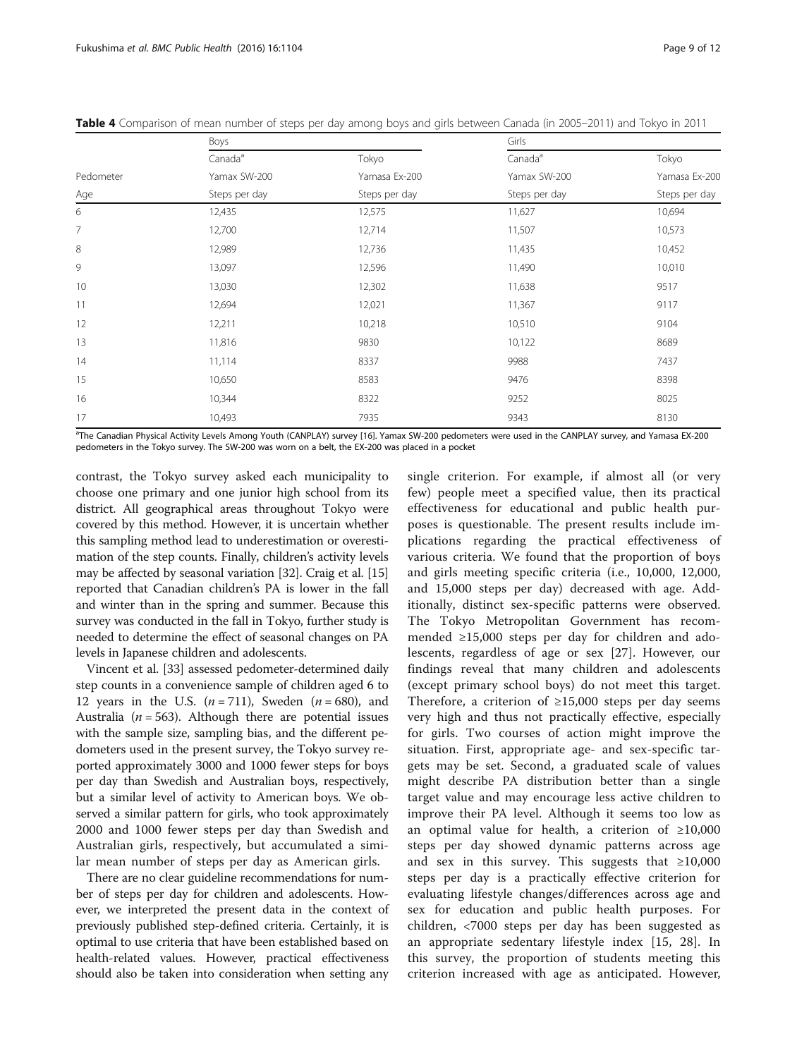**Table 4** Comparison of mean number of steps per day among boys and girls between Canada (in 2005–2011) and Tokyo in 2011

| | Boys | | Girls | |
|---|---|---|---|---|
| | Canada[a] | Tokyo | Canada[a] | Tokyo |
| Pedometer | Yamax SW-200 | Yamasa Ex-200 | Yamax SW-200 | Yamasa Ex-200 |
| Age | Steps per day | Steps per day | Steps per day | Steps per day |
| 6 | 12,435 | 12,575 | 11,627 | 10,694 |
| 7 | 12,700 | 12,714 | 11,507 | 10,573 |
| 8 | 12,989 | 12,736 | 11,435 | 10,452 |
| 9 | 13,097 | 12,596 | 11,490 | 10,010 |
| 10 | 13,030 | 12,302 | 11,638 | 9517 |
| 11 | 12,694 | 12,021 | 11,367 | 9117 |
| 12 | 12,211 | 10,218 | 10,510 | 9104 |
| 13 | 11,816 | 9830 | 10,122 | 8689 |
| 14 | 11,114 | 8337 | 9988 | 7437 |
| 15 | 10,650 | 8583 | 9476 | 8398 |
| 16 | 10,344 | 8322 | 9252 | 8025 |
| 17 | 10,493 | 7935 | 9343 | 8130 |

[a]The Canadian Physical Activity Levels Among Youth (CANPLAY) survey [16]. Yamax SW-200 pedometers were used in the CANPLAY survey, and Yamasa EX-200 pedometers in the Tokyo survey. The SW-200 was worn on a belt, the EX-200 was placed in a pocket

contrast, the Tokyo survey asked each municipality to choose one primary and one junior high school from its district. All geographical areas throughout Tokyo were covered by this method. However, it is uncertain whether this sampling method lead to underestimation or overestimation of the step counts. Finally, children's activity levels may be affected by seasonal variation [32]. Craig et al. [15] reported that Canadian children's PA is lower in the fall and winter than in the spring and summer. Because this survey was conducted in the fall in Tokyo, further study is needed to determine the effect of seasonal changes on PA levels in Japanese children and adolescents.

Vincent et al. [33] assessed pedometer-determined daily step counts in a convenience sample of children aged 6 to 12 years in the U.S. ($n = 711$), Sweden ($n = 680$), and Australia ($n = 563$). Although there are potential issues with the sample size, sampling bias, and the different pedometers used in the present survey, the Tokyo survey reported approximately 3000 and 1000 fewer steps for boys per day than Swedish and Australian boys, respectively, but a similar level of activity to American boys. We observed a similar pattern for girls, who took approximately 2000 and 1000 fewer steps per day than Swedish and Australian girls, respectively, but accumulated a similar mean number of steps per day as American girls.

There are no clear guideline recommendations for number of steps per day for children and adolescents. However, we interpreted the present data in the context of previously published step-defined criteria. Certainly, it is optimal to use criteria that have been established based on health-related values. However, practical effectiveness should also be taken into consideration when setting any single criterion. For example, if almost all (or very few) people meet a specified value, then its practical effectiveness for educational and public health purposes is questionable. The present results include implications regarding the practical effectiveness of various criteria. We found that the proportion of boys and girls meeting specific criteria (i.e., 10,000, 12,000, and 15,000 steps per day) decreased with age. Additionally, distinct sex-specific patterns were observed. The Tokyo Metropolitan Government has recommended ≥15,000 steps per day for children and adolescents, regardless of age or sex [27]. However, our findings reveal that many children and adolescents (except primary school boys) do not meet this target. Therefore, a criterion of ≥15,000 steps per day seems very high and thus not practically effective, especially for girls. Two courses of action might improve the situation. First, appropriate age- and sex-specific targets may be set. Second, a graduated scale of values might describe PA distribution better than a single target value and may encourage less active children to improve their PA level. Although it seems too low as an optimal value for health, a criterion of ≥10,000 steps per day showed dynamic patterns across age and sex in this survey. This suggests that ≥10,000 steps per day is a practically effective criterion for evaluating lifestyle changes/differences across age and sex for education and public health purposes. For children, <7000 steps per day has been suggested as an appropriate sedentary lifestyle index [15, 28]. In this survey, the proportion of students meeting this criterion increased with age as anticipated. However,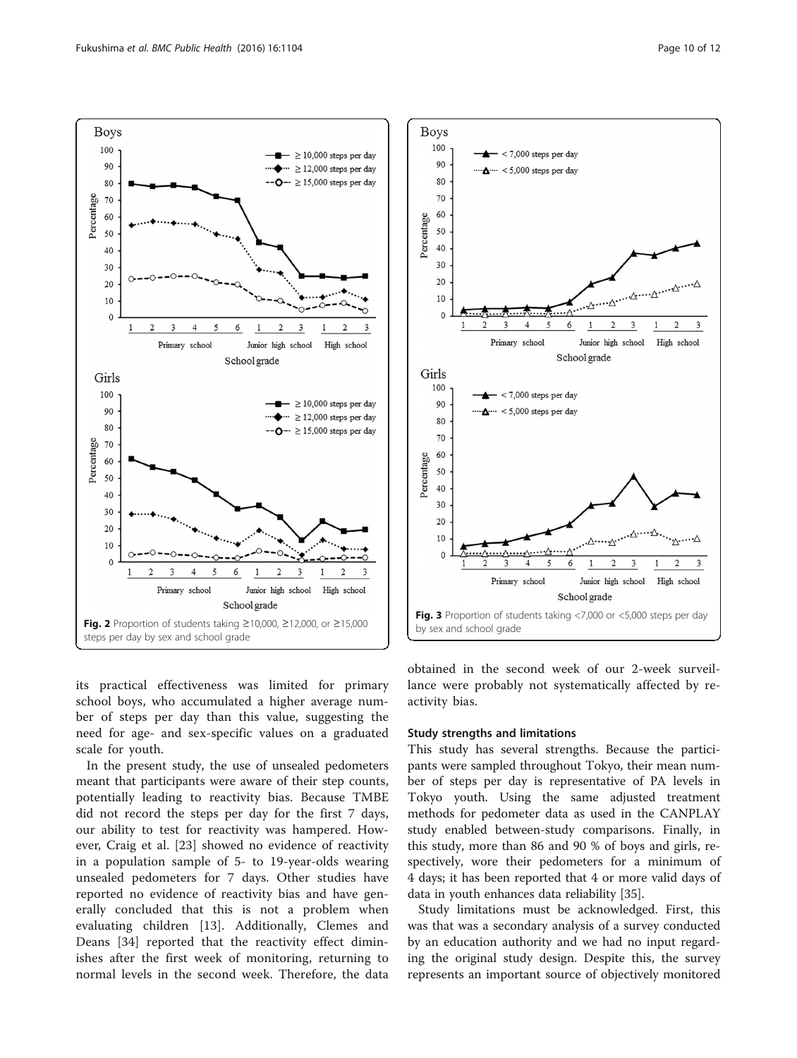Fig. 2 Proportion of students taking ≥10,000, ≥12,000, or ≥15,000 steps per day by sex and school grade

Fig. 3 Proportion of students taking <7,000 or <5,000 steps per day by sex and school grade

its practical effectiveness was limited for primary school boys, who accumulated a higher average number of steps per day than this value, suggesting the need for age- and sex-specific values on a graduated scale for youth.

In the present study, the use of unsealed pedometers meant that participants were aware of their step counts, potentially leading to reactivity bias. Because TMBE did not record the steps per day for the first 7 days, our ability to test for reactivity was hampered. However, Craig et al. [23] showed no evidence of reactivity in a population sample of 5- to 19-year-olds wearing unsealed pedometers for 7 days. Other studies have reported no evidence of reactivity bias and have generally concluded that this is not a problem when evaluating children [13]. Additionally, Clemes and Deans [34] reported that the reactivity effect diminishes after the first week of monitoring, returning to normal levels in the second week. Therefore, the data obtained in the second week of our 2-week surveillance were probably not systematically affected by reactivity bias.

### Study strengths and limitations

This study has several strengths. Because the participants were sampled throughout Tokyo, their mean number of steps per day is representative of PA levels in Tokyo youth. Using the same adjusted treatment methods for pedometer data as used in the CANPLAY study enabled between-study comparisons. Finally, in this study, more than 86 and 90 % of boys and girls, respectively, wore their pedometers for a minimum of 4 days; it has been reported that 4 or more valid days of data in youth enhances data reliability [35].

Study limitations must be acknowledged. First, this was that was a secondary analysis of a survey conducted by an education authority and we had no input regarding the original study design. Despite this, the survey represents an important source of objectively monitored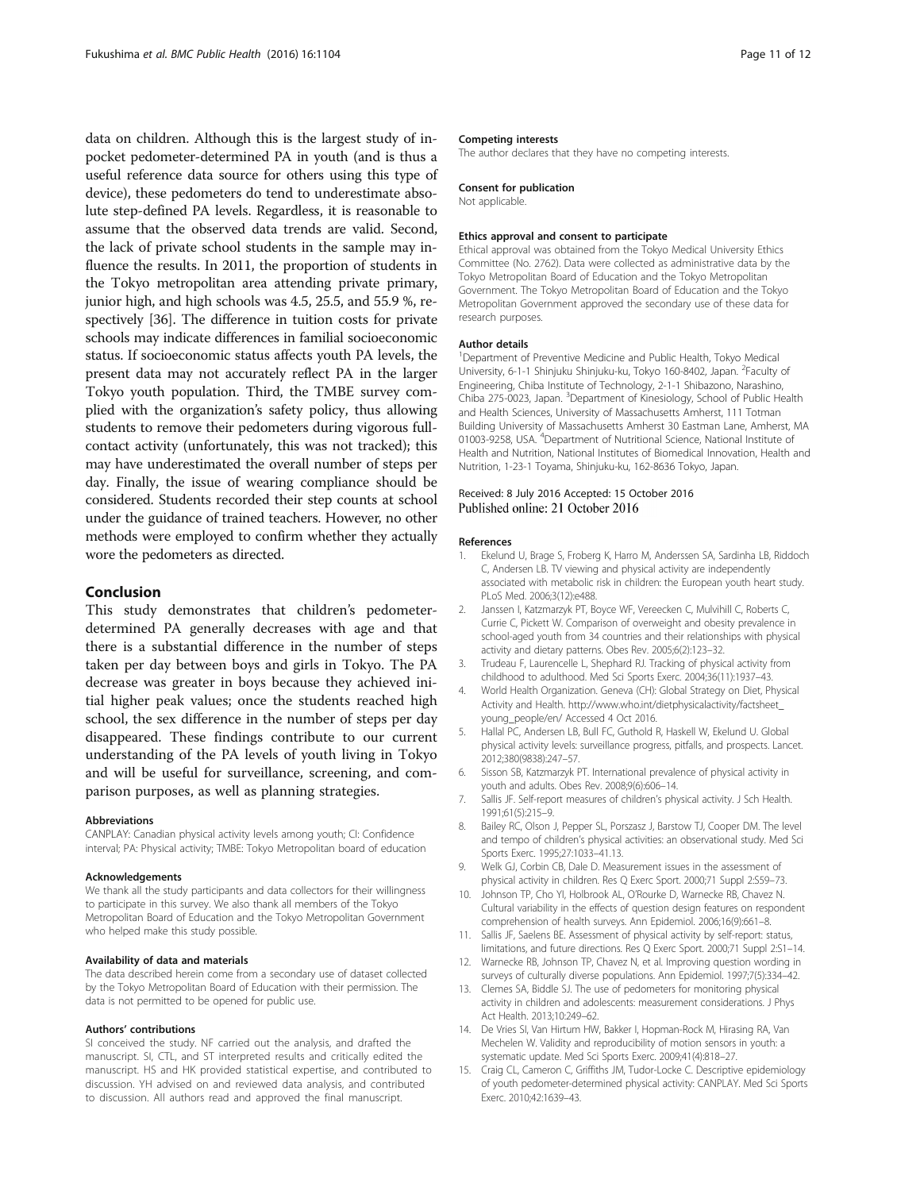data on children. Although this is the largest study of in-pocket pedometer-determined PA in youth (and is thus a useful reference data source for others using this type of device), these pedometers do tend to underestimate absolute step-defined PA levels. Regardless, it is reasonable to assume that the observed data trends are valid. Second, the lack of private school students in the sample may influence the results. In 2011, the proportion of students in the Tokyo metropolitan area attending private primary, junior high, and high schools was 4.5, 25.5, and 55.9 %, respectively [36]. The difference in tuition costs for private schools may indicate differences in familial socioeconomic status. If socioeconomic status affects youth PA levels, the present data may not accurately reflect PA in the larger Tokyo youth population. Third, the TMBE survey complied with the organization's safety policy, thus allowing students to remove their pedometers during vigorous full-contact activity (unfortunately, this was not tracked); this may have underestimated the overall number of steps per day. Finally, the issue of wearing compliance should be considered. Students recorded their step counts at school under the guidance of trained teachers. However, no other methods were employed to confirm whether they actually wore the pedometers as directed.

## Conclusion

This study demonstrates that children's pedometer-determined PA generally decreases with age and that there is a substantial difference in the number of steps taken per day between boys and girls in Tokyo. The PA decrease was greater in boys because they achieved initial higher peak values; once the students reached high school, the sex difference in the number of steps per day disappeared. These findings contribute to our current understanding of the PA levels of youth living in Tokyo and will be useful for surveillance, screening, and comparison purposes, as well as planning strategies.

#### Abbreviations

CANPLAY: Canadian physical activity levels among youth; CI: Confidence interval; PA: Physical activity; TMBE: Tokyo Metropolitan board of education

#### Acknowledgements

We thank all the study participants and data collectors for their willingness to participate in this survey. We also thank all members of the Tokyo Metropolitan Board of Education and the Tokyo Metropolitan Government who helped make this study possible.

#### Availability of data and materials

The data described herein come from a secondary use of dataset collected by the Tokyo Metropolitan Board of Education with their permission. The data is not permitted to be opened for public use.

#### Authors' contributions

SI conceived the study. NF carried out the analysis, and drafted the manuscript. SI, CTL, and ST interpreted results and critically edited the manuscript. HS and HK provided statistical expertise, and contributed to discussion. YH advised on and reviewed data analysis, and contributed to discussion. All authors read and approved the final manuscript.

#### Competing interests

The author declares that they have no competing interests.

#### Consent for publication

Not applicable.

#### Ethics approval and consent to participate

Ethical approval was obtained from the Tokyo Medical University Ethics Committee (No. 2762). Data were collected as administrative data by the Tokyo Metropolitan Board of Education and the Tokyo Metropolitan Government. The Tokyo Metropolitan Board of Education and the Tokyo Metropolitan Government approved the secondary use of these data for research purposes.

#### Author details

[1]Department of Preventive Medicine and Public Health, Tokyo Medical University, 6-1-1 Shinjuku Shinjuku-ku, Tokyo 160-8402, Japan. [2]Faculty of Engineering, Chiba Institute of Technology, 2-1-1 Shibazono, Narashino, Chiba 275-0023, Japan. [3]Department of Kinesiology, School of Public Health and Health Sciences, University of Massachusetts Amherst, 111 Totman Building University of Massachusetts Amherst 30 Eastman Lane, Amherst, MA 01003-9258, USA. [4]Department of Nutritional Science, National Institute of Health and Nutrition, National Institutes of Biomedical Innovation, Health and Nutrition, 1-23-1 Toyama, Shinjuku-ku, 162-8636 Tokyo, Japan.

Received: 8 July 2016 Accepted: 15 October 2016
Published online: 21 October 2016

#### References

1. Ekelund U, Brage S, Froberg K, Harro M, Anderssen SA, Sardinha LB, Riddoch C, Andersen LB. TV viewing and physical activity are independently associated with metabolic risk in children: the European youth heart study. PLoS Med. 2006;3(12):e488.
2. Janssen I, Katzmarzyk PT, Boyce WF, Vereecken C, Mulvihill C, Roberts C, Currie C, Pickett W. Comparison of overweight and obesity prevalence in school-aged youth from 34 countries and their relationships with physical activity and dietary patterns. Obes Rev. 2005;6(2):123–32.
3. Trudeau F, Laurencelle L, Shephard RJ. Tracking of physical activity from childhood to adulthood. Med Sci Sports Exerc. 2004;36(11):1937–43.
4. World Health Organization. Geneva (CH): Global Strategy on Diet, Physical Activity and Health. http://www.who.int/dietphysicalactivity/factsheet_young_people/en/ Accessed 4 Oct 2016.
5. Hallal PC, Andersen LB, Bull FC, Guthold R, Haskell W, Ekelund U. Global physical activity levels: surveillance progress, pitfalls, and prospects. Lancet. 2012;380(9838):247–57.
6. Sisson SB, Katzmarzyk PT. International prevalence of physical activity in youth and adults. Obes Rev. 2008;9(6):606–14.
7. Sallis JF. Self-report measures of children's physical activity. J Sch Health. 1991;61(5):215–9.
8. Bailey RC, Olson J, Pepper SL, Porszasz J, Barstow TJ, Cooper DM. The level and tempo of children's physical activities: an observational study. Med Sci Sports Exerc. 1995;27:1033–41.13.
9. Welk GJ, Corbin CB, Dale D. Measurement issues in the assessment of physical activity in children. Res Q Exerc Sport. 2000;71 Suppl 2:S59–73.
10. Johnson TP, Cho YI, Holbrook AL, O'Rourke D, Warnecke RB, Chavez N. Cultural variability in the effects of question design features on respondent comprehension of health surveys. Ann Epidemiol. 2006;16(9):661–8.
11. Sallis JF, Saelens BE. Assessment of physical activity by self-report: status, limitations, and future directions. Res Q Exerc Sport. 2000;71 Suppl 2:S1–14.
12. Warnecke RB, Johnson TP, Chavez N, et al. Improving question wording in surveys of culturally diverse populations. Ann Epidemiol. 1997;7(5):334–42.
13. Clemes SA, Biddle SJ. The use of pedometers for monitoring physical activity in children and adolescents: measurement considerations. J Phys Act Health. 2013;10:249–62.
14. De Vries SI, Van Hirtum HW, Bakker I, Hopman-Rock M, Hirasing RA, Van Mechelen W. Validity and reproducibility of motion sensors in youth: a systematic update. Med Sci Sports Exerc. 2009;41(4):818–27.
15. Craig CL, Cameron C, Griffiths JM, Tudor-Locke C. Descriptive epidemiology of youth pedometer-determined physical activity: CANPLAY. Med Sci Sports Exerc. 2010;42:1639–43.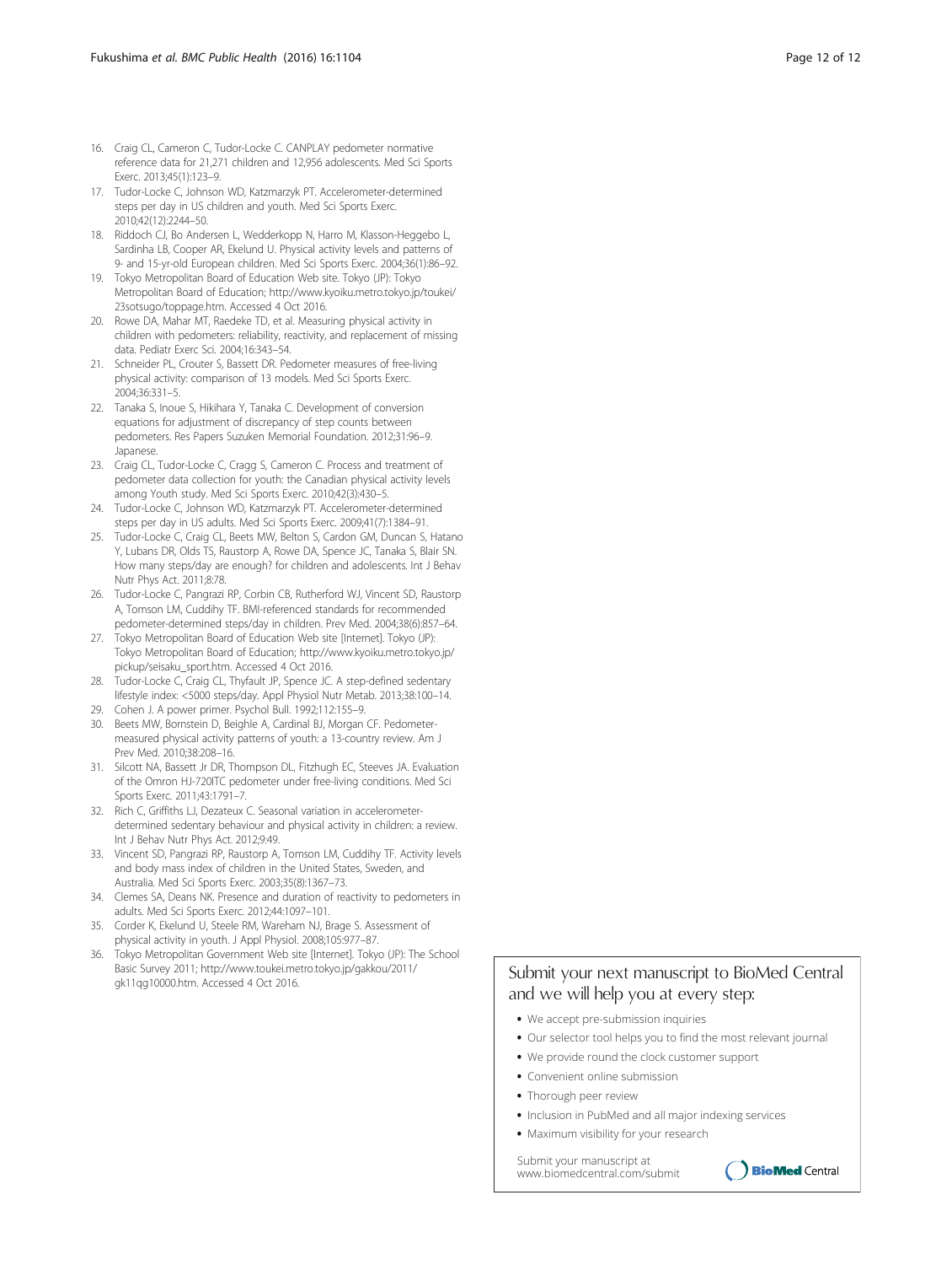16. Craig CL, Cameron C, Tudor-Locke C. CANPLAY pedometer normative reference data for 21,271 children and 12,956 adolescents. Med Sci Sports Exerc. 2013;45(1):123–9.
17. Tudor-Locke C, Johnson WD, Katzmarzyk PT. Accelerometer-determined steps per day in US children and youth. Med Sci Sports Exerc. 2010;42(12):2244–50.
18. Riddoch CJ, Bo Andersen L, Wedderkopp N, Harro M, Klasson-Heggebo L, Sardinha LB, Cooper AR, Ekelund U. Physical activity levels and patterns of 9- and 15-yr-old European children. Med Sci Sports Exerc. 2004;36(1):86–92.
19. Tokyo Metropolitan Board of Education Web site. Tokyo (JP): Tokyo Metropolitan Board of Education; http://www.kyoiku.metro.tokyo.jp/toukei/23sotsugo/toppage.htm. Accessed 4 Oct 2016.
20. Rowe DA, Mahar MT, Raedeke TD, et al. Measuring physical activity in children with pedometers: reliability, reactivity, and replacement of missing data. Pediatr Exerc Sci. 2004;16:343–54.
21. Schneider PL, Crouter S, Bassett DR. Pedometer measures of free-living physical activity: comparison of 13 models. Med Sci Sports Exerc. 2004;36:331–5.
22. Tanaka S, Inoue S, Hikihara Y, Tanaka C. Development of conversion equations for adjustment of discrepancy of step counts between pedometers. Res Papers Suzuken Memorial Foundation. 2012;31:96–9. Japanese.
23. Craig CL, Tudor-Locke C, Cragg S, Cameron C. Process and treatment of pedometer data collection for youth: the Canadian physical activity levels among Youth study. Med Sci Sports Exerc. 2010;42(3):430–5.
24. Tudor-Locke C, Johnson WD, Katzmarzyk PT. Accelerometer-determined steps per day in US adults. Med Sci Sports Exerc. 2009;41(7):1384–91.
25. Tudor-Locke C, Craig CL, Beets MW, Belton S, Cardon GM, Duncan S, Hatano Y, Lubans DR, Olds TS, Raustorp A, Rowe DA, Spence JC, Tanaka S, Blair SN. How many steps/day are enough? for children and adolescents. Int J Behav Nutr Phys Act. 2011;8:78.
26. Tudor-Locke C, Pangrazi RP, Corbin CB, Rutherford WJ, Vincent SD, Raustorp A, Tomson LM, Cuddihy TF. BMI-referenced standards for recommended pedometer-determined steps/day in children. Prev Med. 2004;38(6):857–64.
27. Tokyo Metropolitan Board of Education Web site [Internet]. Tokyo (JP): Tokyo Metropolitan Board of Education; http://www.kyoiku.metro.tokyo.jp/pickup/seisaku_sport.htm. Accessed 4 Oct 2016.
28. Tudor-Locke C, Craig CL, Thyfault JP, Spence JC. A step-defined sedentary lifestyle index: <5000 steps/day. Appl Physiol Nutr Metab. 2013;38:100–14.
29. Cohen J. A power primer. Psychol Bull. 1992;112:155–9.
30. Beets MW, Bornstein D, Beighle A, Cardinal BJ, Morgan CF. Pedometer-measured physical activity patterns of youth: a 13-country review. Am J Prev Med. 2010;38:208–16.
31. Silcott NA, Bassett Jr DR, Thompson DL, Fitzhugh EC, Steeves JA. Evaluation of the Omron HJ-720ITC pedometer under free-living conditions. Med Sci Sports Exerc. 2011;43:1791–7.
32. Rich C, Griffiths LJ, Dezateux C. Seasonal variation in accelerometer-determined sedentary behaviour and physical activity in children: a review. Int J Behav Nutr Phys Act. 2012;9:49.
33. Vincent SD, Pangrazi RP, Raustorp A, Tomson LM, Cuddihy TF. Activity levels and body mass index of children in the United States, Sweden, and Australia. Med Sci Sports Exerc. 2003;35(8):1367–73.
34. Clemes SA, Deans NK. Presence and duration of reactivity to pedometers in adults. Med Sci Sports Exerc. 2012;44:1097–101.
35. Corder K, Ekelund U, Steele RM, Wareham NJ, Brage S. Assessment of physical activity in youth. J Appl Physiol. 2008;105:977–87.
36. Tokyo Metropolitan Government Web site [Internet]. Tokyo (JP): The School Basic Survey 2011; http://www.toukei.metro.tokyo.jp/gakkou/2011/gk11qg10000.htm. Accessed 4 Oct 2016.

Submit your next manuscript to BioMed Central and we will help you at every step:

- We accept pre-submission inquiries
- Our selector tool helps you to find the most relevant journal
- We provide round the clock customer support
- Convenient online submission
- Thorough peer review
- Inclusion in PubMed and all major indexing services
- Maximum visibility for your research

Submit your manuscript at www.biomedcentral.com/submit